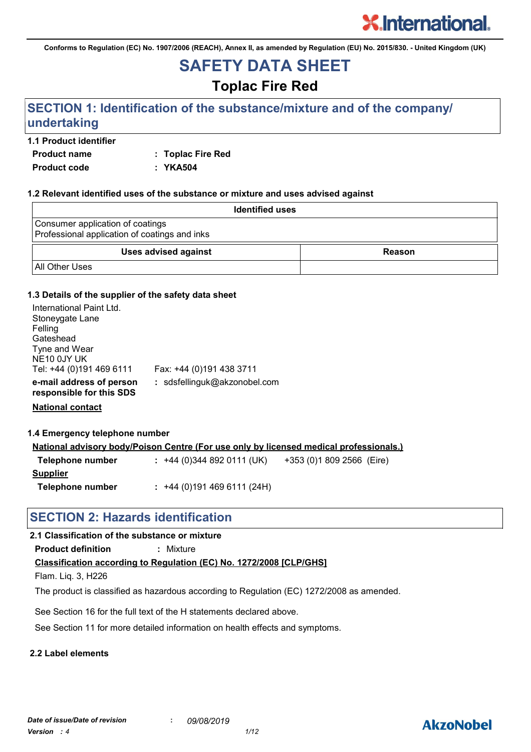Conforms to Regulation (EC) No. 1907/2006 (REACH), Annex II, as amended by Regulation (EU) No. 2015/830. - United Kingdom (UK)

# SAFETY DATA SHEET

## Toplac Fire Red

## SECTION 1: Identification of the substance/mixture and of the company/ undertaking

### 1.1 Product identifier

**Product name** : **Toplac Fire Red**

**Product code** : **YKA504**

### 1.2 Relevant identified uses of the substance or mixture and uses advised against

| Identified uses |
| --- |
| Consumer application of coatings<br>Professional application of coatings and inks |

| Uses advised against | Reason |
| --- | --- |
| All Other Uses | |

### 1.3 Details of the supplier of the safety data sheet

International Paint Ltd.
Stoneygate Lane
Felling
Gateshead
Tyne and Wear
NE10 0JY UK
Tel: +44 (0)191 469 6111 Fax: +44 (0)191 438 3711

**e-mail address of person responsible for this SDS** : sdsfellinguk@akzonobel.com

**National contact**

### 1.4 Emergency telephone number

**National advisory body/Poison Centre (For use only by licensed medical professionals.)**

**Telephone number** : +44 (0)344 892 0111 (UK) +353 (0)1 809 2566 (Eire)

**Supplier**

**Telephone number** : +44 (0)191 469 6111 (24H)

## SECTION 2: Hazards identification

### 2.1 Classification of the substance or mixture

**Product definition** : Mixture

**Classification according to Regulation (EC) No. 1272/2008 [CLP/GHS]**

Flam. Liq. 3, H226

The product is classified as hazardous according to Regulation (EC) 1272/2008 as amended.

See Section 16 for the full text of the H statements declared above.

See Section 11 for more detailed information on health effects and symptoms.

### 2.2 Label elements

*Date of issue/Date of revision* : *09/08/2019*
*Version : 4*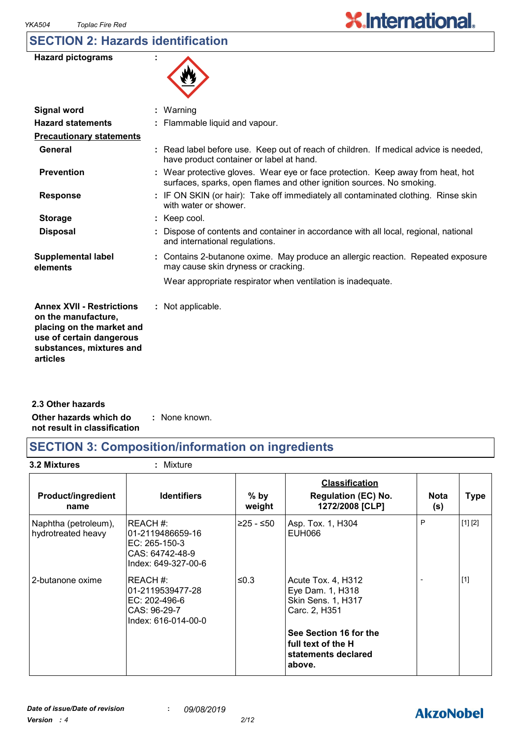## SECTION 2: Hazards identification

**Hazard pictograms** :

**Signal word** : Warning

**Hazard statements** : Flammable liquid and vapour.

**Precautionary statements**

**General** : Read label before use. Keep out of reach of children. If medical advice is needed, have product container or label at hand.

**Prevention** : Wear protective gloves. Wear eye or face protection. Keep away from heat, hot surfaces, sparks, open flames and other ignition sources. No smoking.

**Response** : IF ON SKIN (or hair): Take off immediately all contaminated clothing. Rinse skin with water or shower.

**Storage** : Keep cool.

**Disposal** : Dispose of contents and container in accordance with all local, regional, national and international regulations.

**Supplemental label elements** : Contains 2-butanone oxime. May produce an allergic reaction. Repeated exposure may cause skin dryness or cracking.

Wear appropriate respirator when ventilation is inadequate.

**Annex XVII - Restrictions on the manufacture, placing on the market and use of certain dangerous substances, mixtures and articles** : Not applicable.

### 2.3 Other hazards

**Other hazards which do not result in classification** : None known.

## SECTION 3: Composition/information on ingredients

**3.2 Mixtures** : Mixture

| Product/ingredient name | Identifiers | % by weight | Classification Regulation (EC) No. 1272/2008 [CLP] | Nota (s) | Type |
|---|---|---|---|---|---|
| Naphtha (petroleum), hydrotreated heavy | REACH #: 01-2119486659-16<br>EC: 265-150-3<br>CAS: 64742-48-9<br>Index: 649-327-00-6 | ≥25 - ≤50 | Asp. Tox. 1, H304<br>EUH066 | P | [1] [2] |
| 2-butanone oxime | REACH #: 01-2119539477-28<br>EC: 202-496-6<br>CAS: 96-29-7<br>Index: 616-014-00-0 | ≤0.3 | Acute Tox. 4, H312<br>Eye Dam. 1, H318<br>Skin Sens. 1, H317<br>Carc. 2, H351<br><br>**See Section 16 for the full text of the H statements declared above.** | - | [1] |

*Date of issue/Date of revision* : *09/08/2019*

*Version* : *4*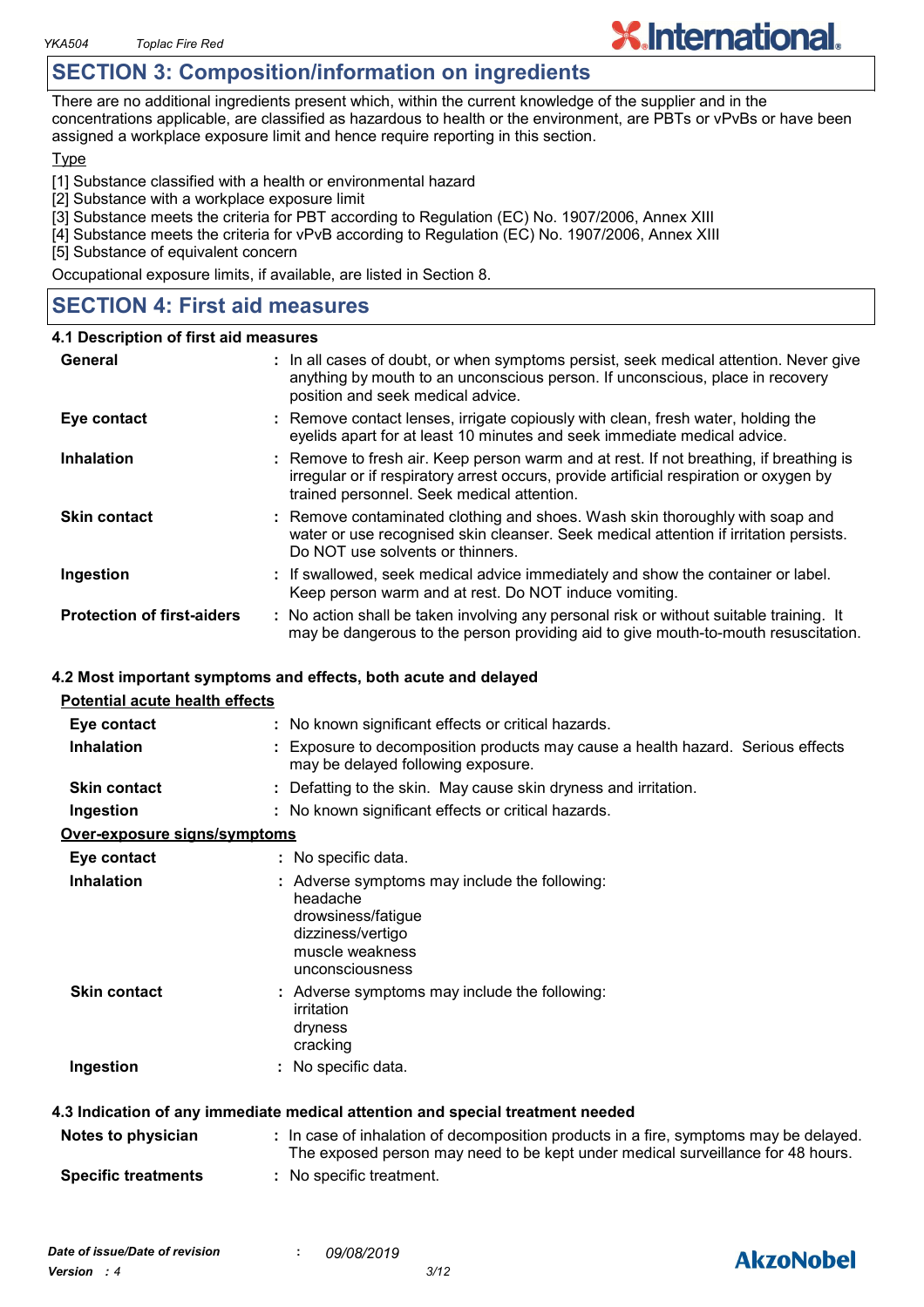## SECTION 3: Composition/information on ingredients

There are no additional ingredients present which, within the current knowledge of the supplier and in the concentrations applicable, are classified as hazardous to health or the environment, are PBTs or vPvBs or have been assigned a workplace exposure limit and hence require reporting in this section.

Type

[1] Substance classified with a health or environmental hazard
[2] Substance with a workplace exposure limit
[3] Substance meets the criteria for PBT according to Regulation (EC) No. 1907/2006, Annex XIII
[4] Substance meets the criteria for vPvB according to Regulation (EC) No. 1907/2006, Annex XIII
[5] Substance of equivalent concern

Occupational exposure limits, if available, are listed in Section 8.

## SECTION 4: First aid measures

### 4.1 Description of first aid measures

| | |
|---|---|
| **General** | : In all cases of doubt, or when symptoms persist, seek medical attention. Never give anything by mouth to an unconscious person. If unconscious, place in recovery position and seek medical advice. |
| **Eye contact** | : Remove contact lenses, irrigate copiously with clean, fresh water, holding the eyelids apart for at least 10 minutes and seek immediate medical advice. |
| **Inhalation** | : Remove to fresh air. Keep person warm and at rest. If not breathing, if breathing is irregular or if respiratory arrest occurs, provide artificial respiration or oxygen by trained personnel. Seek medical attention. |
| **Skin contact** | : Remove contaminated clothing and shoes. Wash skin thoroughly with soap and water or use recognised skin cleanser. Seek medical attention if irritation persists. Do NOT use solvents or thinners. |
| **Ingestion** | : If swallowed, seek medical advice immediately and show the container or label. Keep person warm and at rest. Do NOT induce vomiting. |
| **Protection of first-aiders** | : No action shall be taken involving any personal risk or without suitable training. It may be dangerous to the person providing aid to give mouth-to-mouth resuscitation. |

### 4.2 Most important symptoms and effects, both acute and delayed

**Potential acute health effects**

| | |
|---|---|
| **Eye contact** | : No known significant effects or critical hazards. |
| **Inhalation** | : Exposure to decomposition products may cause a health hazard. Serious effects may be delayed following exposure. |
| **Skin contact** | : Defatting to the skin. May cause skin dryness and irritation. |
| **Ingestion** | : No known significant effects or critical hazards. |

**Over-exposure signs/symptoms**

| | |
|---|---|
| **Eye contact** | : No specific data. |
| **Inhalation** | : Adverse symptoms may include the following:<br>headache<br>drowsiness/fatigue<br>dizziness/vertigo<br>muscle weakness<br>unconsciousness |
| **Skin contact** | : Adverse symptoms may include the following:<br>irritation<br>dryness<br>cracking |
| **Ingestion** | : No specific data. |

### 4.3 Indication of any immediate medical attention and special treatment needed

| | |
|---|---|
| **Notes to physician** | : In case of inhalation of decomposition products in a fire, symptoms may be delayed. The exposed person may need to be kept under medical surveillance for 48 hours. |
| **Specific treatments** | : No specific treatment. |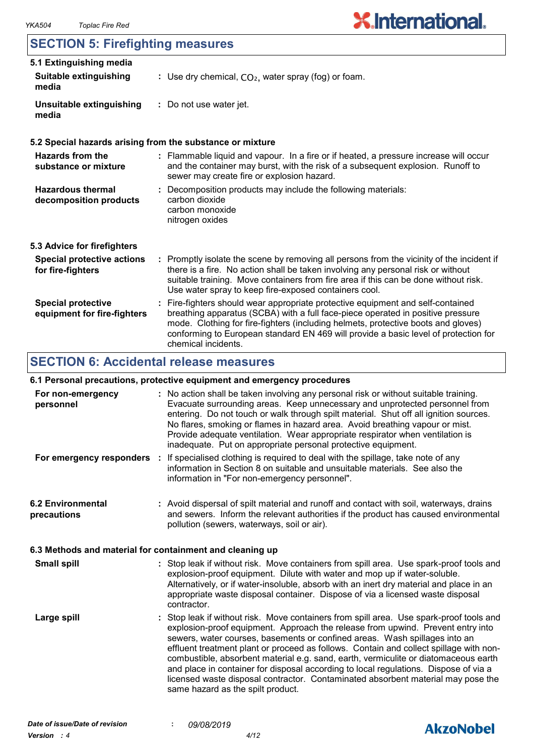## SECTION 5: Firefighting measures

### 5.1 Extinguishing media

**Suitable extinguishing media** : Use dry chemical, $CO_2$, water spray (fog) or foam.

**Unsuitable extinguishing media** : Do not use water jet.

### 5.2 Special hazards arising from the substance or mixture

**Hazards from the substance or mixture** : Flammable liquid and vapour. In a fire or if heated, a pressure increase will occur and the container may burst, with the risk of a subsequent explosion. Runoff to sewer may create fire or explosion hazard.

**Hazardous thermal decomposition products** : Decomposition products may include the following materials:
carbon dioxide
carbon monoxide
nitrogen oxides

### 5.3 Advice for firefighters

**Special protective actions for fire-fighters** : Promptly isolate the scene by removing all persons from the vicinity of the incident if there is a fire. No action shall be taken involving any personal risk or without suitable training. Move containers from fire area if this can be done without risk. Use water spray to keep fire-exposed containers cool.

**Special protective equipment for fire-fighters** : Fire-fighters should wear appropriate protective equipment and self-contained breathing apparatus (SCBA) with a full face-piece operated in positive pressure mode. Clothing for fire-fighters (including helmets, protective boots and gloves) conforming to European standard EN 469 will provide a basic level of protection for chemical incidents.

## SECTION 6: Accidental release measures

### 6.1 Personal precautions, protective equipment and emergency procedures

**For non-emergency personnel** : No action shall be taken involving any personal risk or without suitable training. Evacuate surrounding areas. Keep unnecessary and unprotected personnel from entering. Do not touch or walk through spilt material. Shut off all ignition sources. No flares, smoking or flames in hazard area. Avoid breathing vapour or mist. Provide adequate ventilation. Wear appropriate respirator when ventilation is inadequate. Put on appropriate personal protective equipment.

**For emergency responders** : If specialised clothing is required to deal with the spillage, take note of any information in Section 8 on suitable and unsuitable materials. See also the information in "For non-emergency personnel".

### 6.2 Environmental precautions

: Avoid dispersal of spilt material and runoff and contact with soil, waterways, drains and sewers. Inform the relevant authorities if the product has caused environmental pollution (sewers, waterways, soil or air).

### 6.3 Methods and material for containment and cleaning up

**Small spill** : Stop leak if without risk. Move containers from spill area. Use spark-proof tools and explosion-proof equipment. Dilute with water and mop up if water-soluble. Alternatively, or if water-insoluble, absorb with an inert dry material and place in an appropriate waste disposal container. Dispose of via a licensed waste disposal contractor.

**Large spill** : Stop leak if without risk. Move containers from spill area. Use spark-proof tools and explosion-proof equipment. Approach the release from upwind. Prevent entry into sewers, water courses, basements or confined areas. Wash spillages into an effluent treatment plant or proceed as follows. Contain and collect spillage with non-combustible, absorbent material e.g. sand, earth, vermiculite or diatomaceous earth and place in container for disposal according to local regulations. Dispose of via a licensed waste disposal contractor. Contaminated absorbent material may pose the same hazard as the spilt product.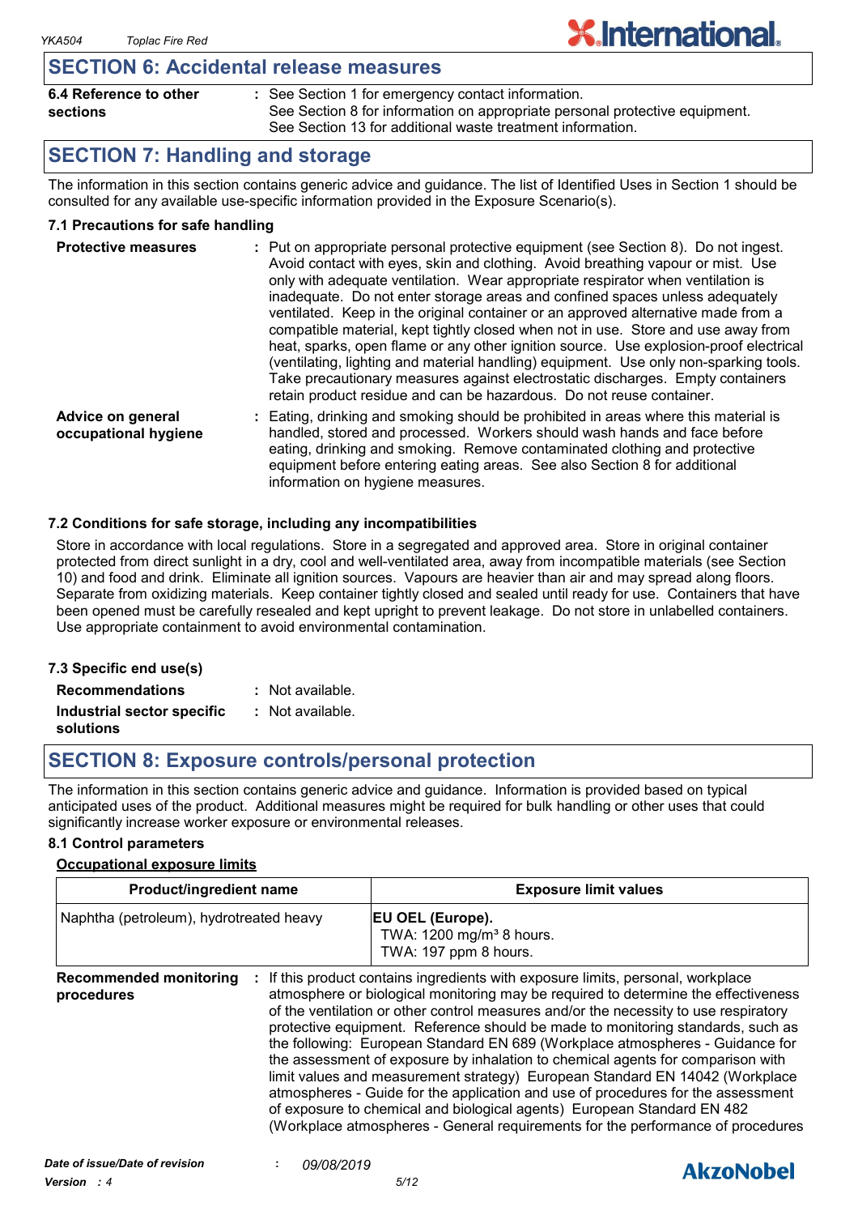## SECTION 6: Accidental release measures

**6.4 Reference to other sections** : See Section 1 for emergency contact information.
See Section 8 for information on appropriate personal protective equipment.
See Section 13 for additional waste treatment information.

## SECTION 7: Handling and storage

The information in this section contains generic advice and guidance. The list of Identified Uses in Section 1 should be consulted for any available use-specific information provided in the Exposure Scenario(s).

### 7.1 Precautions for safe handling

**Protective measures** : Put on appropriate personal protective equipment (see Section 8). Do not ingest. Avoid contact with eyes, skin and clothing. Avoid breathing vapour or mist. Use only with adequate ventilation. Wear appropriate respirator when ventilation is inadequate. Do not enter storage areas and confined spaces unless adequately ventilated. Keep in the original container or an approved alternative made from a compatible material, kept tightly closed when not in use. Store and use away from heat, sparks, open flame or any other ignition source. Use explosion-proof electrical (ventilating, lighting and material handling) equipment. Use only non-sparking tools. Take precautionary measures against electrostatic discharges. Empty containers retain product residue and can be hazardous. Do not reuse container.

**Advice on general occupational hygiene** : Eating, drinking and smoking should be prohibited in areas where this material is handled, stored and processed. Workers should wash hands and face before eating, drinking and smoking. Remove contaminated clothing and protective equipment before entering eating areas. See also Section 8 for additional information on hygiene measures.

### 7.2 Conditions for safe storage, including any incompatibilities

Store in accordance with local regulations. Store in a segregated and approved area. Store in original container protected from direct sunlight in a dry, cool and well-ventilated area, away from incompatible materials (see Section 10) and food and drink. Eliminate all ignition sources. Vapours are heavier than air and may spread along floors. Separate from oxidizing materials. Keep container tightly closed and sealed until ready for use. Containers that have been opened must be carefully resealed and kept upright to prevent leakage. Do not store in unlabelled containers. Use appropriate containment to avoid environmental contamination.

### 7.3 Specific end use(s)

**Recommendations** : Not available.

**Industrial sector specific solutions** : Not available.

## SECTION 8: Exposure controls/personal protection

The information in this section contains generic advice and guidance. Information is provided based on typical anticipated uses of the product. Additional measures might be required for bulk handling or other uses that could significantly increase worker exposure or environmental releases.

### 8.1 Control parameters

**Occupational exposure limits**

| Product/ingredient name | Exposure limit values |
|---|---|
| Naphtha (petroleum), hydrotreated heavy | **EU OEL (Europe).**<br>TWA: 1200 mg/m³ 8 hours.<br>TWA: 197 ppm 8 hours. |

**Recommended monitoring procedures** : If this product contains ingredients with exposure limits, personal, workplace atmosphere or biological monitoring may be required to determine the effectiveness of the ventilation or other control measures and/or the necessity to use respiratory protective equipment. Reference should be made to monitoring standards, such as the following: European Standard EN 689 (Workplace atmospheres - Guidance for the assessment of exposure by inhalation to chemical agents for comparison with limit values and measurement strategy) European Standard EN 14042 (Workplace atmospheres - Guide for the application and use of procedures for the assessment of exposure to chemical and biological agents) European Standard EN 482 (Workplace atmospheres - General requirements for the performance of procedures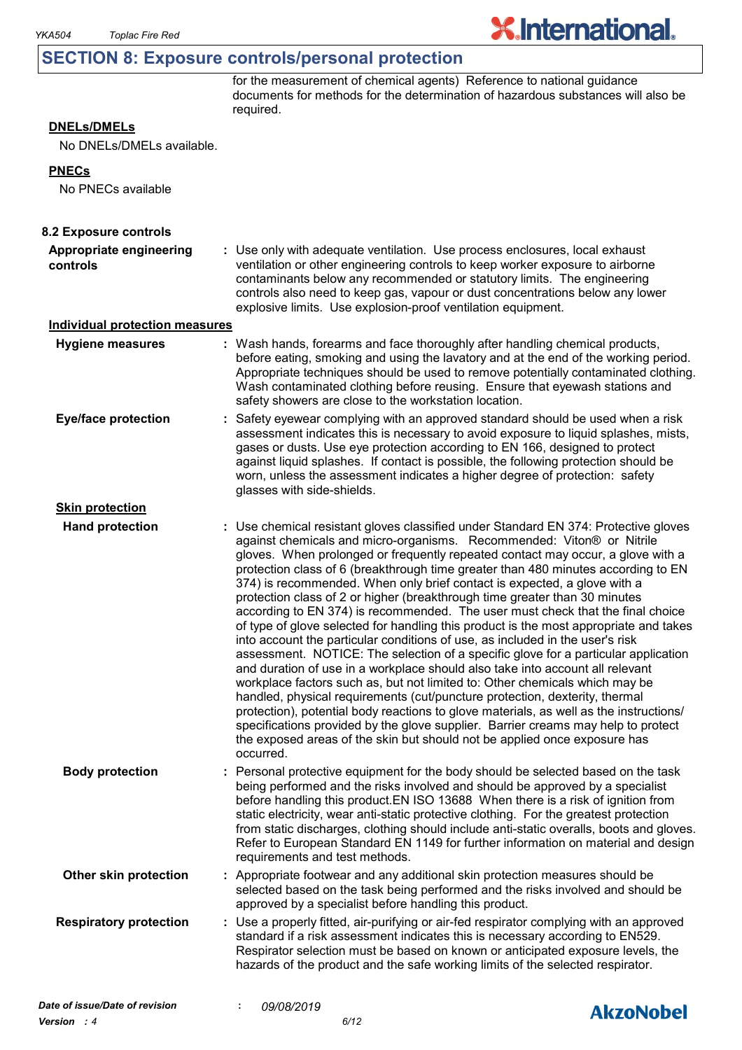## SECTION 8: Exposure controls/personal protection

for the measurement of chemical agents) Reference to national guidance documents for methods for the determination of hazardous substances will also be required.

**DNELs/DMELs**

No DNELs/DMELs available.

**PNECs**

No PNECs available

### 8.2 Exposure controls

**Appropriate engineering controls** : Use only with adequate ventilation. Use process enclosures, local exhaust ventilation or other engineering controls to keep worker exposure to airborne contaminants below any recommended or statutory limits. The engineering controls also need to keep gas, vapour or dust concentrations below any lower explosive limits. Use explosion-proof ventilation equipment.

**Individual protection measures**

**Hygiene measures** : Wash hands, forearms and face thoroughly after handling chemical products, before eating, smoking and using the lavatory and at the end of the working period. Appropriate techniques should be used to remove potentially contaminated clothing. Wash contaminated clothing before reusing. Ensure that eyewash stations and safety showers are close to the workstation location.

**Eye/face protection** : Safety eyewear complying with an approved standard should be used when a risk assessment indicates this is necessary to avoid exposure to liquid splashes, mists, gases or dusts. Use eye protection according to EN 166, designed to protect against liquid splashes. If contact is possible, the following protection should be worn, unless the assessment indicates a higher degree of protection: safety glasses with side-shields.

**Skin protection**

**Hand protection** : Use chemical resistant gloves classified under Standard EN 374: Protective gloves against chemicals and micro-organisms. Recommended: Viton® or Nitrile gloves. When prolonged or frequently repeated contact may occur, a glove with a protection class of 6 (breakthrough time greater than 480 minutes according to EN 374) is recommended. When only brief contact is expected, a glove with a protection class of 2 or higher (breakthrough time greater than 30 minutes according to EN 374) is recommended. The user must check that the final choice of type of glove selected for handling this product is the most appropriate and takes into account the particular conditions of use, as included in the user's risk assessment. NOTICE: The selection of a specific glove for a particular application and duration of use in a workplace should also take into account all relevant workplace factors such as, but not limited to: Other chemicals which may be handled, physical requirements (cut/puncture protection, dexterity, thermal protection), potential body reactions to glove materials, as well as the instructions/ specifications provided by the glove supplier. Barrier creams may help to protect the exposed areas of the skin but should not be applied once exposure has occurred.

**Body protection** : Personal protective equipment for the body should be selected based on the task being performed and the risks involved and should be approved by a specialist before handling this product.EN ISO 13688 When there is a risk of ignition from static electricity, wear anti-static protective clothing. For the greatest protection from static discharges, clothing should include anti-static overalls, boots and gloves. Refer to European Standard EN 1149 for further information on material and design requirements and test methods.

**Other skin protection** : Appropriate footwear and any additional skin protection measures should be selected based on the task being performed and the risks involved and should be approved by a specialist before handling this product.

**Respiratory protection** : Use a properly fitted, air-purifying or air-fed respirator complying with an approved standard if a risk assessment indicates this is necessary according to EN529. Respirator selection must be based on known or anticipated exposure levels, the hazards of the product and the safe working limits of the selected respirator.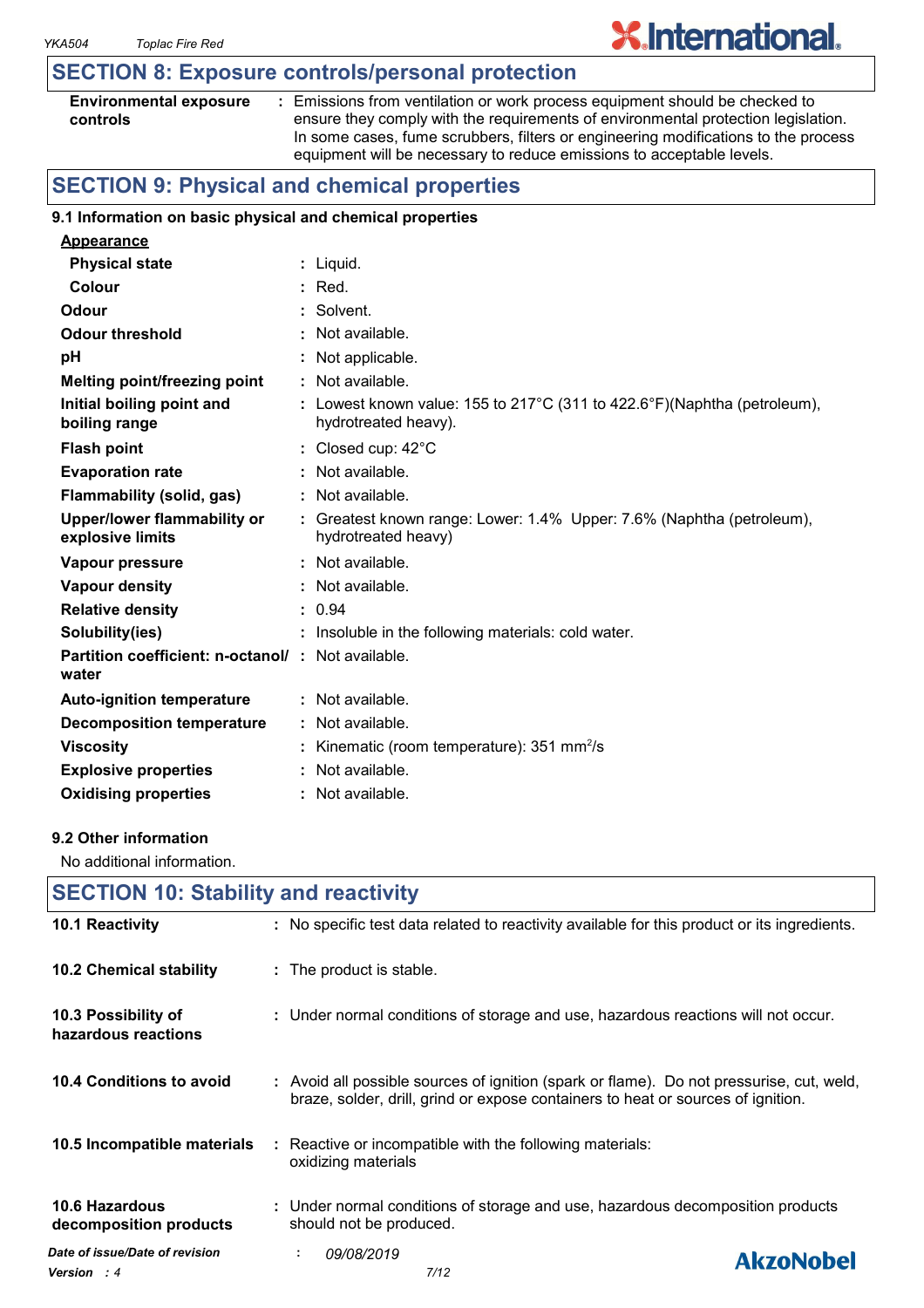## SECTION 8: Exposure controls/personal protection

| | |
|---|---|
| **Environmental exposure controls** | : Emissions from ventilation or work process equipment should be checked to ensure they comply with the requirements of environmental protection legislation. In some cases, fume scrubbers, filters or engineering modifications to the process equipment will be necessary to reduce emissions to acceptable levels. |

## SECTION 9: Physical and chemical properties

### 9.1 Information on basic physical and chemical properties

**Appearance**

| | |
|---|---|
| **Physical state** | : Liquid. |
| **Colour** | : Red. |
| **Odour** | : Solvent. |
| **Odour threshold** | : Not available. |
| **pH** | : Not applicable. |
| **Melting point/freezing point** | : Not available. |
| **Initial boiling point and boiling range** | : Lowest known value: 155 to 217°C (311 to 422.6°F)(Naphtha (petroleum), hydrotreated heavy). |
| **Flash point** | : Closed cup: 42°C |
| **Evaporation rate** | : Not available. |
| **Flammability (solid, gas)** | : Not available. |
| **Upper/lower flammability or explosive limits** | : Greatest known range: Lower: 1.4% Upper: 7.6% (Naphtha (petroleum), hydrotreated heavy) |
| **Vapour pressure** | : Not available. |
| **Vapour density** | : Not available. |
| **Relative density** | : 0.94 |
| **Solubility(ies)** | : Insoluble in the following materials: cold water. |
| **Partition coefficient: n-octanol/ water** | : Not available. |
| **Auto-ignition temperature** | : Not available. |
| **Decomposition temperature** | : Not available. |
| **Viscosity** | : Kinematic (room temperature): 351 $mm^2/s$ |
| **Explosive properties** | : Not available. |
| **Oxidising properties** | : Not available. |

### 9.2 Other information

No additional information.

## SECTION 10: Stability and reactivity

| | |
|---|---|
| **10.1 Reactivity** | : No specific test data related to reactivity available for this product or its ingredients. |
| **10.2 Chemical stability** | : The product is stable. |
| **10.3 Possibility of hazardous reactions** | : Under normal conditions of storage and use, hazardous reactions will not occur. |
| **10.4 Conditions to avoid** | : Avoid all possible sources of ignition (spark or flame). Do not pressurise, cut, weld, braze, solder, drill, grind or expose containers to heat or sources of ignition. |
| **10.5 Incompatible materials** | : Reactive or incompatible with the following materials: oxidizing materials |
| **10.6 Hazardous decomposition products** | : Under normal conditions of storage and use, hazardous decomposition products should not be produced. |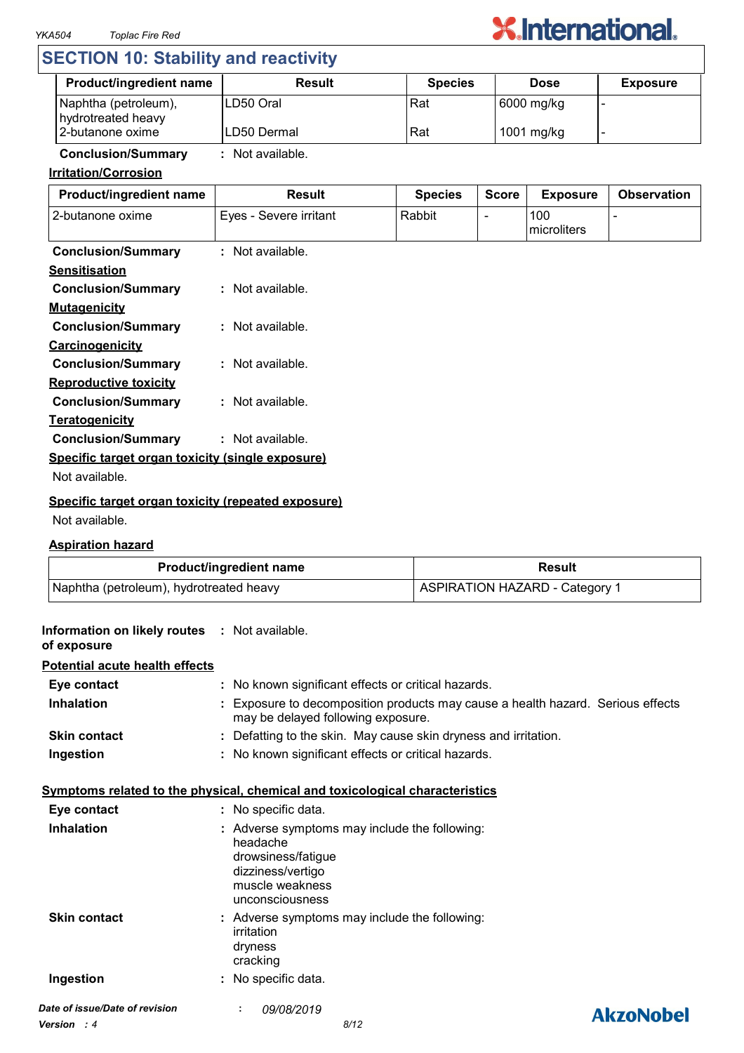## SECTION 10: Stability and reactivity

| Product/ingredient name | Result | Species | Dose | Exposure |
|---|---|---|---|---|
| Naphtha (petroleum), hydrotreated heavy | LD50 Oral | Rat | 6000 mg/kg | - |
| 2-butanone oxime | LD50 Dermal | Rat | 1001 mg/kg | - |

**Conclusion/Summary** : Not available.

**Irritation/Corrosion**

| Product/ingredient name | Result | Species | Score | Exposure | Observation |
|---|---|---|---|---|---|
| 2-butanone oxime | Eyes - Severe irritant | Rabbit | - | 100 microliters | - |

**Conclusion/Summary** : Not available.

**Sensitisation**

**Conclusion/Summary** : Not available.

**Mutagenicity**

**Conclusion/Summary** : Not available.

**Carcinogenicity**

**Conclusion/Summary** : Not available.

**Reproductive toxicity**

**Conclusion/Summary** : Not available.

**Teratogenicity**

**Conclusion/Summary** : Not available.

**Specific target organ toxicity (single exposure)**

Not available.

**Specific target organ toxicity (repeated exposure)**

Not available.

**Aspiration hazard**

| Product/ingredient name | Result |
|---|---|
| Naphtha (petroleum), hydrotreated heavy | ASPIRATION HAZARD - Category 1 |

**Information on likely routes of exposure** : Not available.

**Potential acute health effects**

**Eye contact** : No known significant effects or critical hazards.

**Inhalation** : Exposure to decomposition products may cause a health hazard. Serious effects may be delayed following exposure.

**Skin contact** : Defatting to the skin. May cause skin dryness and irritation.

**Ingestion** : No known significant effects or critical hazards.

**Symptoms related to the physical, chemical and toxicological characteristics**

**Eye contact** : No specific data.

**Inhalation** : Adverse symptoms may include the following:
headache
drowsiness/fatigue
dizziness/vertigo
muscle weakness
unconsciousness

**Skin contact** : Adverse symptoms may include the following:
irritation
dryness
cracking

**Ingestion** : No specific data.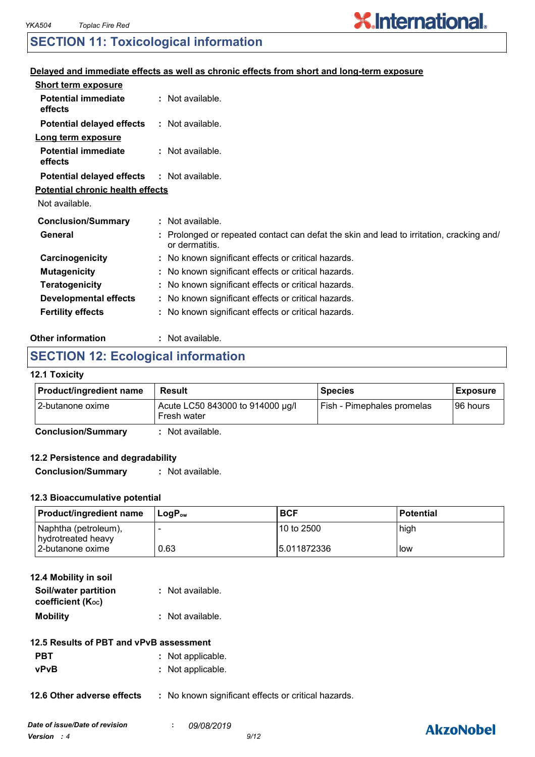## SECTION 11: Toxicological information

**Delayed and immediate effects as well as chronic effects from short and long-term exposure**

**Short term exposure**

**Potential immediate effects** : Not available.

**Potential delayed effects** : Not available.

**Long term exposure**

**Potential immediate effects** : Not available.

**Potential delayed effects** : Not available.

**Potential chronic health effects**

Not available.

**Conclusion/Summary** : Not available.

**General** : Prolonged or repeated contact can defat the skin and lead to irritation, cracking and/or dermatitis.

**Carcinogenicity** : No known significant effects or critical hazards.

**Mutagenicity** : No known significant effects or critical hazards.

**Teratogenicity** : No known significant effects or critical hazards.

**Developmental effects** : No known significant effects or critical hazards.

**Fertility effects** : No known significant effects or critical hazards.

**Other information** : Not available.

## SECTION 12: Ecological information

### 12.1 Toxicity

| Product/ingredient name | Result | Species | Exposure |
|---|---|---|---|
| 2-butanone oxime | Acute LC50 843000 to 914000 µg/l Fresh water | Fish - Pimephales promelas | 96 hours |

**Conclusion/Summary** : Not available.

### 12.2 Persistence and degradability

**Conclusion/Summary** : Not available.

### 12.3 Bioaccumulative potential

| Product/ingredient name | $LogP_{ow}$ | BCF | Potential |
|---|---|---|---|
| Naphtha (petroleum), hydrotreated heavy | - | 10 to 2500 | high |
| 2-butanone oxime | 0.63 | 5.011872336 | low |

### 12.4 Mobility in soil

**Soil/water partition coefficient ($K_{oc}$)** : Not available.

**Mobility** : Not available.

### 12.5 Results of PBT and vPvB assessment

**PBT** : Not applicable.

**vPvB** : Not applicable.

**12.6 Other adverse effects** : No known significant effects or critical hazards.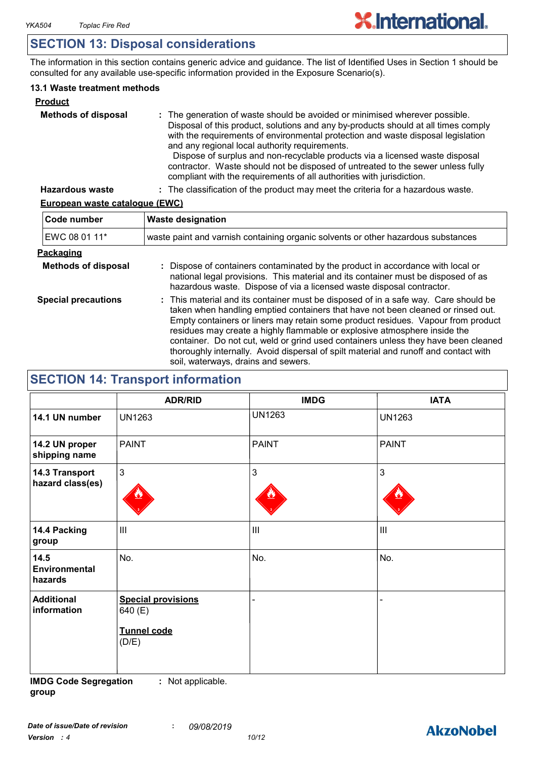## SECTION 13: Disposal considerations

The information in this section contains generic advice and guidance. The list of Identified Uses in Section 1 should be consulted for any available use-specific information provided in the Exposure Scenario(s).

### 13.1 Waste treatment methods

**Product**

**Methods of disposal** : The generation of waste should be avoided or minimised wherever possible. Disposal of this product, solutions and any by-products should at all times comply with the requirements of environmental protection and waste disposal legislation and any regional local authority requirements. Dispose of surplus and non-recyclable products via a licensed waste disposal contractor. Waste should not be disposed of untreated to the sewer unless fully compliant with the requirements of all authorities with jurisdiction.

**Hazardous waste** : The classification of the product may meet the criteria for a hazardous waste.

**European waste catalogue (EWC)**

| Code number | Waste designation |
|---|---|
| EWC 08 01 11* | waste paint and varnish containing organic solvents or other hazardous substances |

**Packaging**

**Methods of disposal** : Dispose of containers contaminated by the product in accordance with local or national legal provisions. This material and its container must be disposed of as hazardous waste. Dispose of via a licensed waste disposal contractor.

**Special precautions** : This material and its container must be disposed of in a safe way. Care should be taken when handling emptied containers that have not been cleaned or rinsed out. Empty containers or liners may retain some product residues. Vapour from product residues may create a highly flammable or explosive atmosphere inside the container. Do not cut, weld or grind used containers unless they have been cleaned thoroughly internally. Avoid dispersal of spilt material and runoff and contact with soil, waterways, drains and sewers.

## SECTION 14: Transport information

| | ADR/RID | IMDG | IATA |
|---|---|---|---|
| **14.1 UN number** | UN1263 | UN1263 | UN1263 |
| **14.2 UN proper shipping name** | PAINT | PAINT | PAINT |
| **14.3 Transport hazard class(es)** | 3 | 3 | 3 |
| **14.4 Packing group** | III | III | III |
| **14.5 Environmental hazards** | No. | No. | No. |
| **Additional information** | **Special provisions** 640 (E) **Tunnel code** (D/E) | - | - |

**IMDG Code Segregation group** : Not applicable.

*Date of issue/Date of revision* : *09/08/2019*

*Version : 4*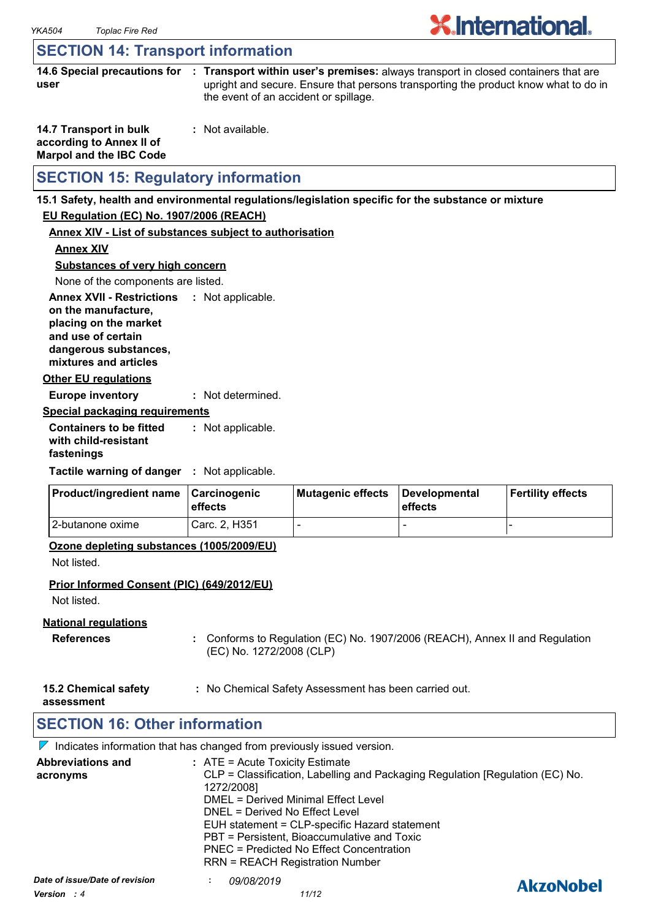## SECTION 14: Transport information

**14.6 Special precautions for user** : **Transport within user's premises:** always transport in closed containers that are upright and secure. Ensure that persons transporting the product know what to do in the event of an accident or spillage.

**14.7 Transport in bulk according to Annex II of Marpol and the IBC Code** : Not available.

## SECTION 15: Regulatory information

**15.1 Safety, health and environmental regulations/legislation specific for the substance or mixture**

**EU Regulation (EC) No. 1907/2006 (REACH)**

**Annex XIV - List of substances subject to authorisation**

**Annex XIV**

**Substances of very high concern**

None of the components are listed.

**Annex XVII - Restrictions on the manufacture, placing on the market and use of certain dangerous substances, mixtures and articles** : Not applicable.

**Other EU regulations**

**Europe inventory** : Not determined.

**Special packaging requirements**

**Containers to be fitted with child-resistant fastenings** : Not applicable.

**Tactile warning of danger** : Not applicable.

| Product/ingredient name | Carcinogenic effects | Mutagenic effects | Developmental effects | Fertility effects |
|---|---|---|---|---|
| 2-butanone oxime | Carc. 2, H351 | - | - | - |

**Ozone depleting substances (1005/2009/EU)**

Not listed.

**Prior Informed Consent (PIC) (649/2012/EU)**

Not listed.

**National regulations**

**References** : Conforms to Regulation (EC) No. 1907/2006 (REACH), Annex II and Regulation (EC) No. 1272/2008 (CLP)

**15.2 Chemical safety assessment** : No Chemical Safety Assessment has been carried out.

## SECTION 16: Other information

Indicates information that has changed from previously issued version.

**Abbreviations and acronyms** : ATE = Acute Toxicity Estimate
CLP = Classification, Labelling and Packaging Regulation [Regulation (EC) No. 1272/2008]
DMEL = Derived Minimal Effect Level
DNEL = Derived No Effect Level
EUH statement = CLP-specific Hazard statement
PBT = Persistent, Bioaccumulative and Toxic
PNEC = Predicted No Effect Concentration
RRN = REACH Registration Number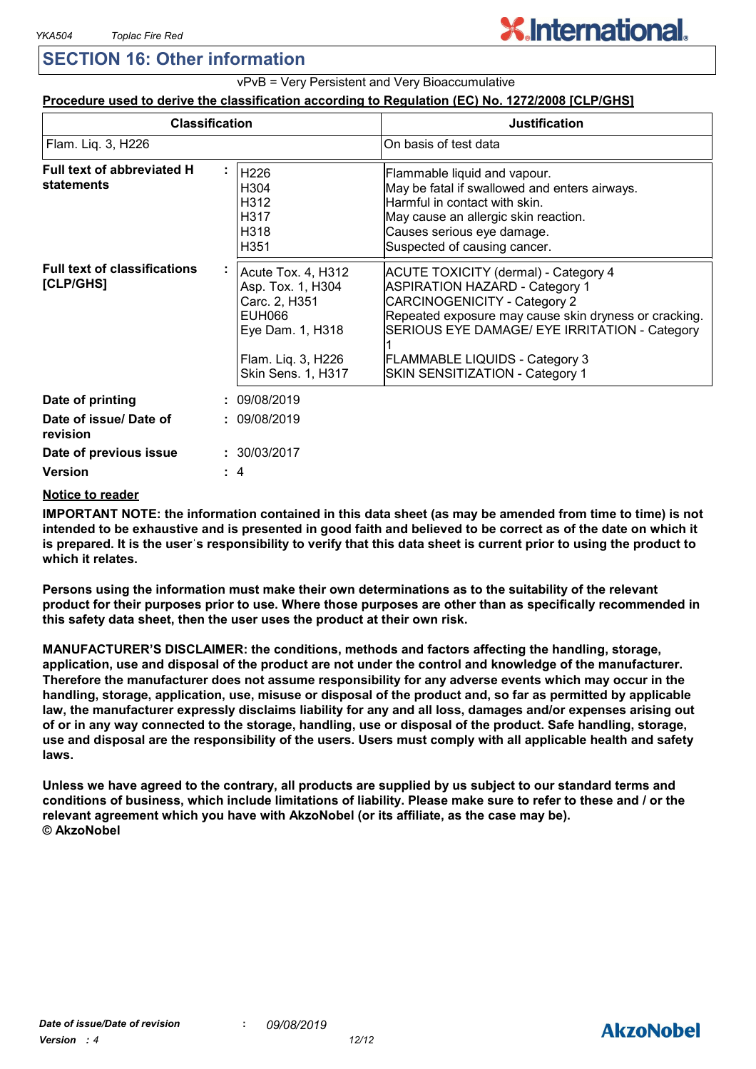## SECTION 16: Other information

vPvB = Very Persistent and Very Bioaccumulative

**Procedure used to derive the classification according to Regulation (EC) No. 1272/2008 [CLP/GHS]**

| Classification | Justification |
|---|---|
| Flam. Liq. 3, H226 | On basis of test data |

**Full text of abbreviated H statements** :

| | |
|---|---|
| H226 | Flammable liquid and vapour. |
| H304 | May be fatal if swallowed and enters airways. |
| H312 | Harmful in contact with skin. |
| H317 | May cause an allergic skin reaction. |
| H318 | Causes serious eye damage. |
| H351 | Suspected of causing cancer. |

**Full text of classifications [CLP/GHS]** :

| | |
|---|---|
| Acute Tox. 4, H312 | ACUTE TOXICITY (dermal) - Category 4 |
| Asp. Tox. 1, H304 | ASPIRATION HAZARD - Category 1 |
| Carc. 2, H351 | CARCINOGENICITY - Category 2 |
| EUH066 | Repeated exposure may cause skin dryness or cracking. |
| Eye Dam. 1, H318 | SERIOUS EYE DAMAGE/ EYE IRRITATION - Category 1 |
| Flam. Liq. 3, H226 | FLAMMABLE LIQUIDS - Category 3 |
| Skin Sens. 1, H317 | SKIN SENSITIZATION - Category 1 |

**Date of printing** : 09/08/2019

**Date of issue/ Date of revision** : 09/08/2019

**Date of previous issue** : 30/03/2017

**Version** : 4

**Notice to reader**

**IMPORTANT NOTE: the information contained in this data sheet (as may be amended from time to time) is not intended to be exhaustive and is presented in good faith and believed to be correct as of the date on which it is prepared. It is the user's responsibility to verify that this data sheet is current prior to using the product to which it relates.**

**Persons using the information must make their own determinations as to the suitability of the relevant product for their purposes prior to use. Where those purposes are other than as specifically recommended in this safety data sheet, then the user uses the product at their own risk.**

**MANUFACTURER'S DISCLAIMER: the conditions, methods and factors affecting the handling, storage, application, use and disposal of the product are not under the control and knowledge of the manufacturer. Therefore the manufacturer does not assume responsibility for any adverse events which may occur in the handling, storage, application, use, misuse or disposal of the product and, so far as permitted by applicable law, the manufacturer expressly disclaims liability for any and all loss, damages and/or expenses arising out of or in any way connected to the storage, handling, use or disposal of the product. Safe handling, storage, use and disposal are the responsibility of the users. Users must comply with all applicable health and safety laws.**

**Unless we have agreed to the contrary, all products are supplied by us subject to our standard terms and conditions of business, which include limitations of liability. Please make sure to refer to these and / or the relevant agreement which you have with AkzoNobel (or its affiliate, as the case may be).**
**© AkzoNobel**